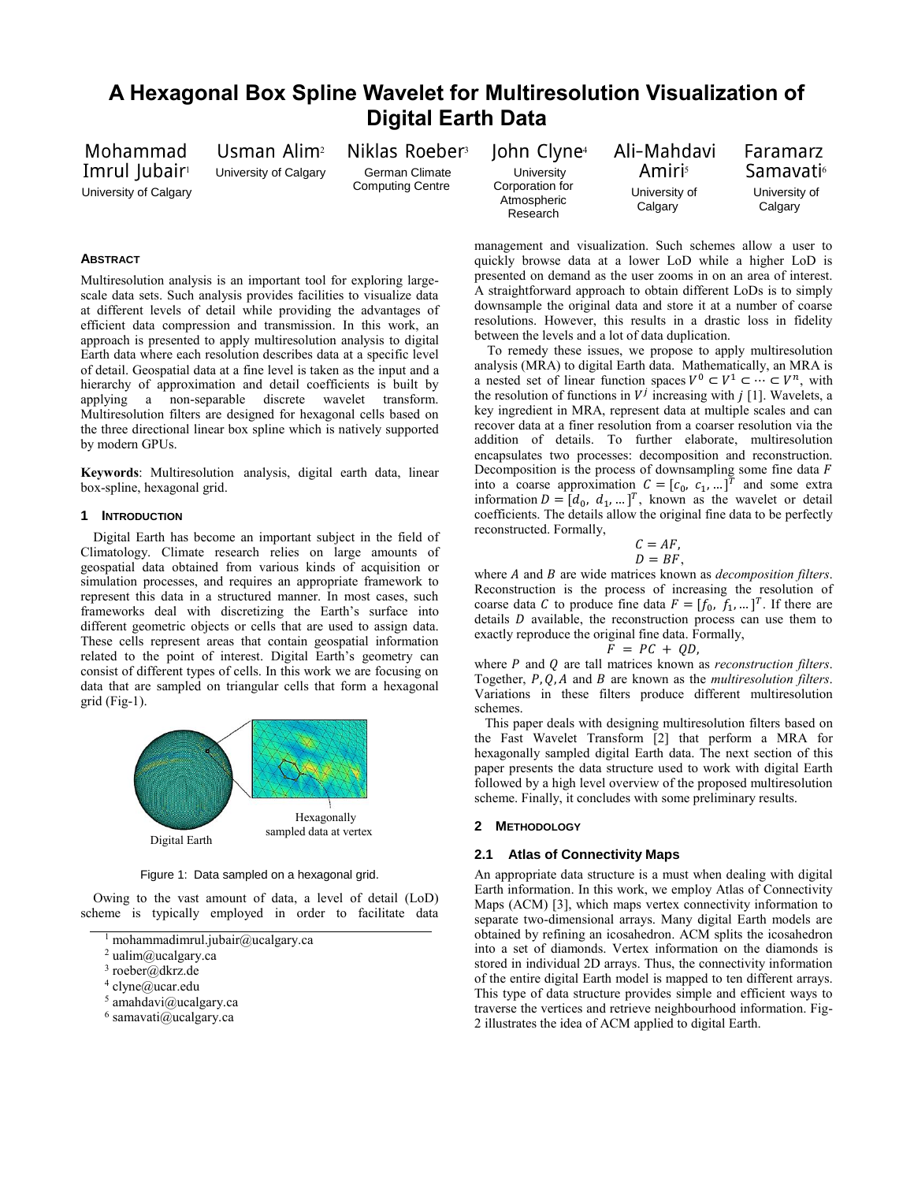# A Hexagonal Box Spline Wavelet for Multiresolution Visualization of Digital Earth Data

Mohammad Imrul Jubair[1]
University of Calgary

Usman Alim[2]
University of Calgary

Niklas Roeber[3]
German Climate Computing Centre

John Clyne[4]
University Corporation for Atmospheric Research

Ali-Mahdavi Amiri[5]
University of Calgary

Faramarz Samavati[6]
University of Calgary

### Abstract

Multiresolution analysis is an important tool for exploring large-scale data sets. Such analysis provides facilities to visualize data at different levels of detail while providing the advantages of efficient data compression and transmission. In this work, an approach is presented to apply multiresolution analysis to digital Earth data where each resolution describes data at a specific level of detail. Geospatial data at a fine level is taken as the input and a hierarchy of approximation and detail coefficients is built by applying a non-separable discrete wavelet transform. Multiresolution filters are designed for hexagonal cells based on the three directional linear box spline which is natively supported by modern GPUs.

**Keywords**: Multiresolution analysis, digital earth data, linear box-spline, hexagonal grid.

## 1 Introduction

Digital Earth has become an important subject in the field of Climatology. Climate research relies on large amounts of geospatial data obtained from various kinds of acquisition or simulation processes, and requires an appropriate framework to represent this data in a structured manner. In most cases, such frameworks deal with discretizing the Earth's surface into different geometric objects or cells that are used to assign data. These cells represent areas that contain geospatial information related to the point of interest. Digital Earth's geometry can consist of different types of cells. In this work we are focusing on data that are sampled on triangular cells that form a hexagonal grid (Fig-1).

Digital Earth

Hexagonally sampled data at vertex

Figure 1: Data sampled on a hexagonal grid.

Owing to the vast amount of data, a level of detail (LoD) scheme is typically employed in order to facilitate data management and visualization. Such schemes allow a user to quickly browse data at a lower LoD while a higher LoD is presented on demand as the user zooms in on an area of interest. A straightforward approach to obtain different LoDs is to simply downsample the original data and store it at a number of coarse resolutions. However, this results in a drastic loss in fidelity between the levels and a lot of data duplication.

To remedy these issues, we propose to apply multiresolution analysis (MRA) to digital Earth data. Mathematically, an MRA is a nested set of linear function spaces $V^0 \subset V^1 \subset \cdots \subset V^n$, with the resolution of functions in $V^j$ increasing with $j$ [1]. Wavelets, a key ingredient in MRA, represent data at multiple scales and can recover data at a finer resolution from a coarser resolution via the addition of details. To further elaborate, multiresolution encapsulates two processes: decomposition and reconstruction. Decomposition is the process of downsampling some fine data $F$ into a coarse approximation $C = [c_0, c_1, \dots]^T$ and some extra information $D = [d_0, d_1, \dots]^T$, known as the wavelet or detail coefficients. The details allow the original fine data to be perfectly reconstructed. Formally,

$$C = AF,$$
$$D = BF,$$

where $A$ and $B$ are wide matrices known as *decomposition filters*. Reconstruction is the process of increasing the resolution of coarse data $C$ to produce fine data $F = [f_0, f_1, \dots]^T$. If there are details $D$ available, the reconstruction process can use them to exactly reproduce the original fine data. Formally,

$$F = PC + QD,$$

where $P$ and $Q$ are tall matrices known as *reconstruction filters*. Together, $P, Q, A$ and $B$ are known as the *multiresolution filters*. Variations in these filters produce different multiresolution schemes.

This paper deals with designing multiresolution filters based on the Fast Wavelet Transform [2] that perform a MRA for hexagonally sampled digital Earth data. The next section of this paper presents the data structure used to work with digital Earth followed by a high level overview of the proposed multiresolution scheme. Finally, it concludes with some preliminary results.

## 2 Methodology

### 2.1 Atlas of Connectivity Maps

An appropriate data structure is a must when dealing with digital Earth information. In this work, we employ Atlas of Connectivity Maps (ACM) [3], which maps vertex connectivity information to separate two-dimensional arrays. Many digital Earth models are obtained by refining an icosahedron. ACM splits the icosahedron into a set of diamonds. Vertex information on the diamonds is stored in individual 2D arrays. Thus, the connectivity information of the entire digital Earth model is mapped to ten different arrays. This type of data structure provides simple and efficient ways to traverse the vertices and retrieve neighbourhood information. Fig-2 illustrates the idea of ACM applied to digital Earth.

[1] mohammadimrul.jubair@ucalgary.ca
[2] ualim@ucalgary.ca
[3] roeber@dkrz.de
[4] clyne@ucar.edu
[5] amahdavi@ucalgary.ca
[6] samavati@ucalgary.ca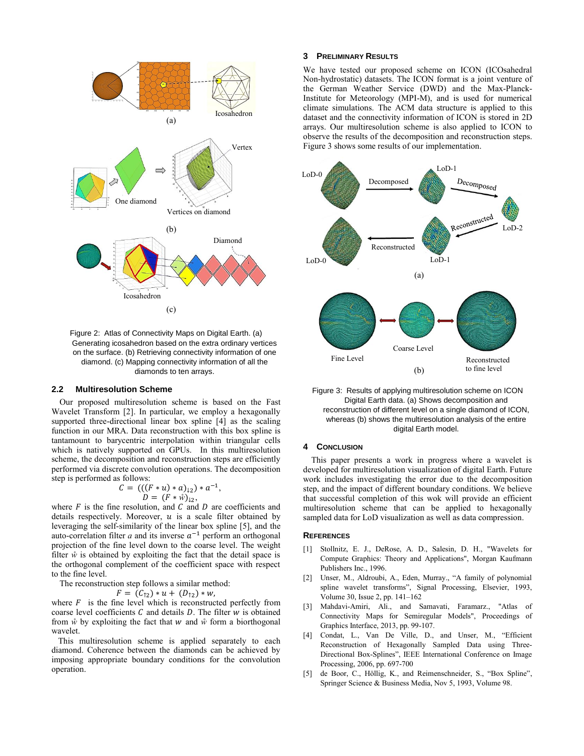Figure 2: Atlas of Connectivity Maps on Digital Earth. (a) Generating icosahedron based on the extra ordinary vertices on the surface. (b) Retrieving connectivity information of one diamond. (c) Mapping connectivity information of all the diamonds to ten arrays.

### 2.2 Multiresolution Scheme

Our proposed multiresolution scheme is based on the Fast Wavelet Transform [2]. In particular, we employ a hexagonally supported three-directional linear box spline [4] as the scaling function in our MRA. Data reconstruction with this box spline is tantamount to barycentric interpolation within triangular cells which is natively supported on GPUs. In this multiresolution scheme, the decomposition and reconstruction steps are efficiently performed via discrete convolution operations. The decomposition step is performed as follows:

$$C = (((F * u) * a)_{\downarrow 2}) * a^{-1},$$
$$D = (F * \mathring{w})_{\downarrow 2},$$

where $F$ is the fine resolution, and $C$ and $D$ are coefficients and details respectively. Moreover, $u$ is a scale filter obtained by leveraging the self-similarity of the linear box spline [5], and the auto-correlation filter $a$ and its inverse $a^{-1}$ perform an orthogonal projection of the fine level down to the coarse level. The weight filter $\mathring{w}$ is obtained by exploiting the fact that the detail space is the orthogonal complement of the coefficient space with respect to the fine level.

The reconstruction step follows a similar method:

$$F = (C_{\uparrow 2}) * u + (D_{\uparrow 2}) * w,$$

where $F$ is the fine level which is reconstructed perfectly from coarse level coefficients $C$ and details $D$. The filter $w$ is obtained from $\mathring{w}$ by exploiting the fact that $w$ and $\mathring{w}$ form a biorthogonal wavelet.

This multiresolution scheme is applied separately to each diamond. Coherence between the diamonds can be achieved by imposing appropriate boundary conditions for the convolution operation.

## 3 Preliminary Results

We have tested our proposed scheme on ICON (ICOsahedral Non-hydrostatic) datasets. The ICON format is a joint venture of the German Weather Service (DWD) and the Max-Planck-Institute for Meteorology (MPI-M), and is used for numerical climate simulations. The ACM data structure is applied to this dataset and the connectivity information of ICON is stored in 2D arrays. Our multiresolution scheme is also applied to ICON to observe the results of the decomposition and reconstruction steps. Figure 3 shows some results of our implementation.

Figure 3: Results of applying multiresolution scheme on ICON Digital Earth data. (a) Shows decomposition and reconstruction of different level on a single diamond of ICON, whereas (b) shows the multiresolution analysis of the entire digital Earth model.

## 4 Conclusion

This paper presents a work in progress where a wavelet is developed for multiresolution visualization of digital Earth. Future work includes investigating the error due to the decomposition step, and the impact of different boundary conditions. We believe that successful completion of this wok will provide an efficient multiresolution scheme that can be applied to hexagonally sampled data for LoD visualization as well as data compression.

## References

[1] Stollnitz, E. J., DeRose, A. D., Salesin, D. H., "Wavelets for Compute Graphics: Theory and Applications", Morgan Kaufmann Publishers Inc., 1996.

[2] Unser, M., Aldroubi, A., Eden, Murray., "A family of polynomial spline wavelet transforms", Signal Processing, Elsevier, 1993, Volume 30, Issue 2, pp. 141–162

[3] Mahdavi-Amiri, Ali., and Samavati, Faramarz., "Atlas of Connectivity Maps for Semiregular Models", Proceedings of Graphics Interface, 2013, pp. 99-107.

[4] Condat, L., Van De Ville, D., and Unser, M., "Efficient Reconstruction of Hexagonally Sampled Data using Three-Directional Box-Splines", IEEE International Conference on Image Processing, 2006, pp. 697-700

[5] de Boor, C., Höllig, K., and Reimenschneider, S., "Box Spline", Springer Science & Business Media, Nov 5, 1993, Volume 98.